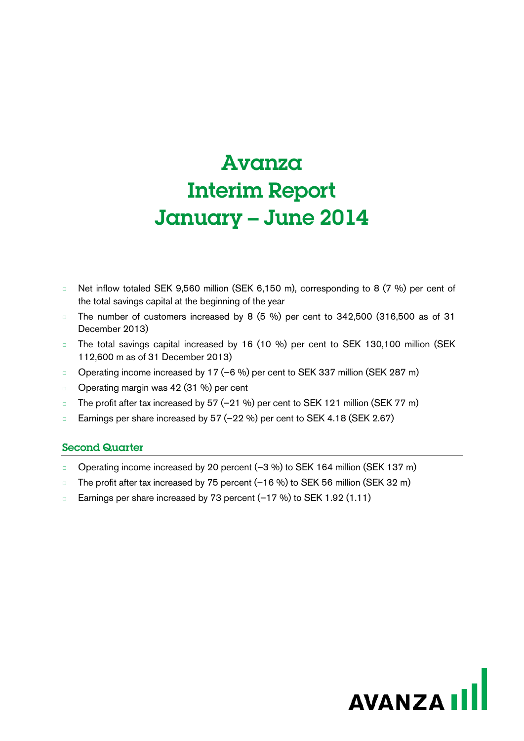# Avanza Interim Report January – June 2014

- Net inflow totaled SEK 9,560 million (SEK 6,150 m), corresponding to 8 (7 %) per cent of the total savings capital at the beginning of the year
- The number of customers increased by 8 (5 %) per cent to 342,500 (316,500 as of 31 December 2013)
- The total savings capital increased by 16 (10 %) per cent to SEK 130,100 million (SEK 112,600 m as of 31 December 2013)
- Operating income increased by 17 (–6 %) per cent to SEK 337 million (SEK 287 m)
- Operating margin was 42 (31 %) per cent
- The profit after tax increased by 57 (–21 %) per cent to SEK 121 million (SEK 77 m)
- Earnings per share increased by 57 (–22 %) per cent to SEK 4.18 (SEK 2.67)

## Second Quarter

- Operating income increased by 20 percent (–3 %) to SEK 164 million (SEK 137 m)
- The profit after tax increased by 75 percent (–16 %) to SEK 56 million (SEK 32 m)
- Earnings per share increased by 73 percent (–17 %) to SEK 1.92 (1.11)

AVANZA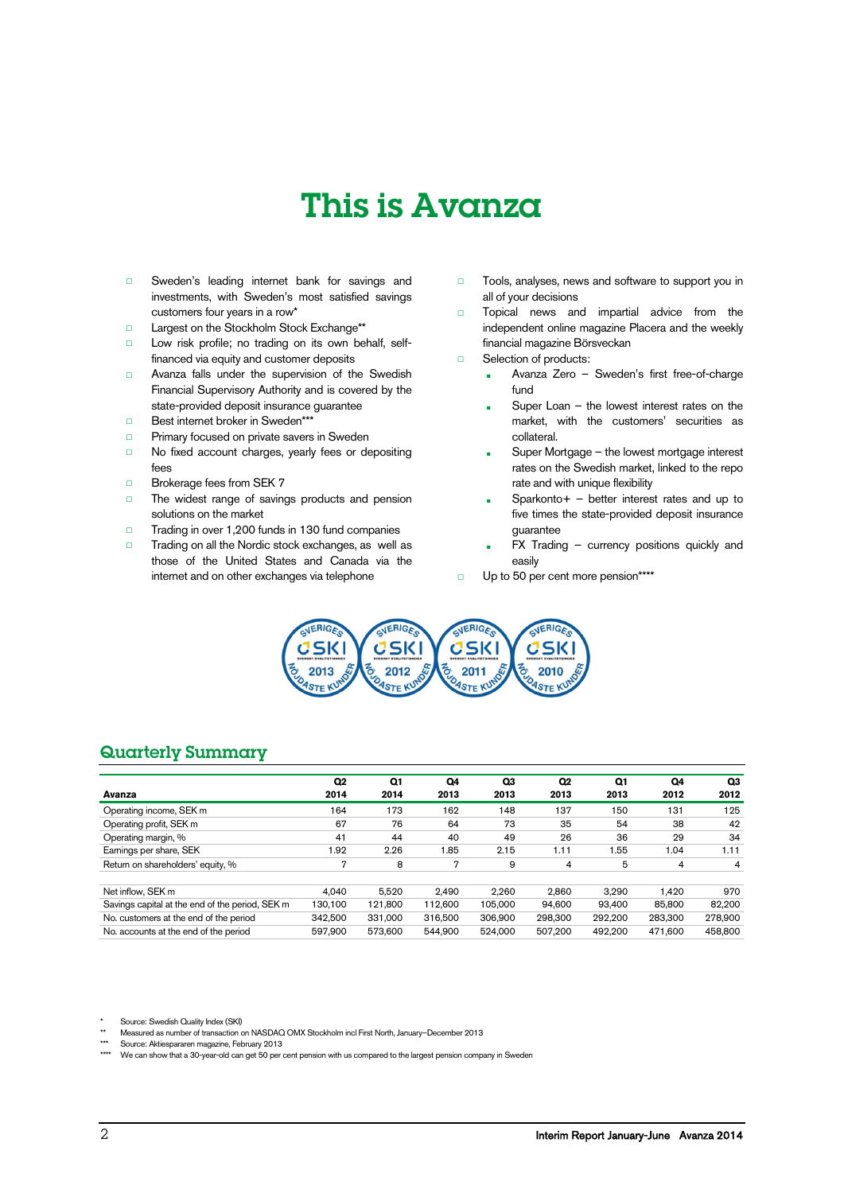# This is Avanza

- Sweden's leading internet bank for savings and investments, with Sweden's most satisfied savings customers four years in a row*
- Largest on the Stockholm Stock Exchange**
- Low risk profile; no trading on its own behalf, self-financed via equity and customer deposits
- Avanza falls under the supervision of the Swedish Financial Supervisory Authority and is covered by the state-provided deposit insurance guarantee
- Best internet broker in Sweden***
- Primary focused on private savers in Sweden
- No fixed account charges, yearly fees or depositing fees
- Brokerage fees from SEK 7
- The widest range of savings products and pension solutions on the market
- Trading in over 1,200 funds in 130 fund companies
- Trading on all the Nordic stock exchanges, as well as those of the United States and Canada via the internet and on other exchanges via telephone
- Tools, analyses, news and software to support you in all of your decisions
- Topical news and impartial advice from the independent online magazine Placera and the weekly financial magazine Börsveckan
- Selection of products:
  - Avanza Zero – Sweden's first free-of-charge fund
  - Super Loan – the lowest interest rates on the market, with the customers' securities as collateral.
  - Super Mortgage – the lowest mortgage interest rates on the Swedish market, linked to the repo rate and with unique flexibility
  - Sparkonto+ – better interest rates and up to five times the state-provided deposit insurance guarantee
  - FX Trading – currency positions quickly and easily
- Up to 50 per cent more pension****

## Quarterly Summary

| Avanza | Q2 2014 | Q1 2014 | Q4 2013 | Q3 2013 | Q2 2013 | Q1 2013 | Q4 2012 | Q3 2012 |
|---|---|---|---|---|---|---|---|---|
| Operating income, SEK m | 164 | 173 | 162 | 148 | 137 | 150 | 131 | 125 |
| Operating profit, SEK m | 67 | 76 | 64 | 73 | 35 | 54 | 38 | 42 |
| Operating margin, % | 41 | 44 | 40 | 49 | 26 | 36 | 29 | 34 |
| Earnings per share, SEK | 1.92 | 2.26 | 1.85 | 2.15 | 1.11 | 1.55 | 1.04 | 1.11 |
| Return on shareholders' equity, % | 7 | 8 | 7 | 9 | 4 | 5 | 4 | 4 |
| | | | | | | | | |
| Net inflow, SEK m | 4,040 | 5,520 | 2,490 | 2,260 | 2,860 | 3,290 | 1,420 | 970 |
| Savings capital at the end of the period, SEK m | 130,100 | 121,800 | 112,600 | 105,000 | 94,600 | 93,400 | 85,800 | 82,200 |
| No. customers at the end of the period | 342,500 | 331,000 | 316,500 | 306,900 | 298,300 | 292,200 | 283,300 | 278,900 |
| No. accounts at the end of the period | 597,900 | 573,600 | 544,900 | 524,000 | 507,200 | 492,200 | 471,600 | 458,800 |

\* Source: Swedish Quality Index (SKI)

** Measured as number of transaction on NASDAQ OMX Stockholm incl First North, January–December 2013

*** Source: Aktiespararen magazine, February 2013

**** We can show that a 30-year-old can get 50 per cent pension with us compared to the largest pension company in Sweden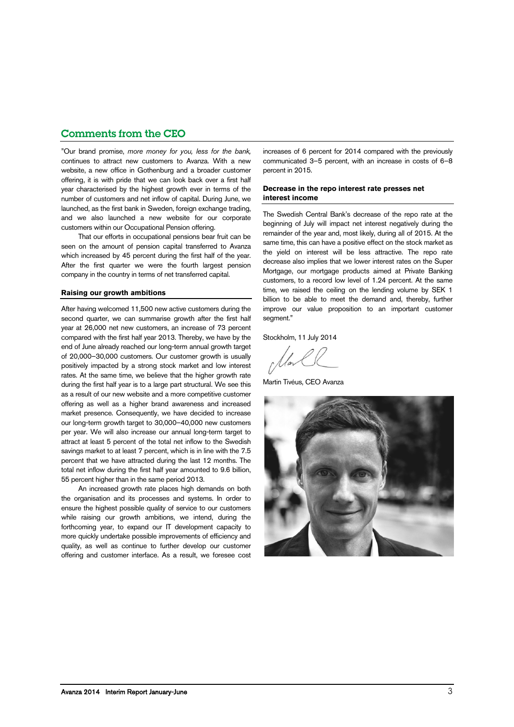## Comments from the CEO

"Our brand promise, *more money for you, less for the bank,* continues to attract new customers to Avanza. With a new website, a new office in Gothenburg and a broader customer offering, it is with pride that we can look back over a first half year characterised by the highest growth ever in terms of the number of customers and net inflow of capital. During June, we launched, as the first bank in Sweden, foreign exchange trading, and we also launched a new website for our corporate customers within our Occupational Pension offering.

That our efforts in occupational pensions bear fruit can be seen on the amount of pension capital transferred to Avanza which increased by 45 percent during the first half of the year. After the first quarter we were the fourth largest pension company in the country in terms of net transferred capital.

### Raising our growth ambitions

After having welcomed 11,500 new active customers during the second quarter, we can summarise growth after the first half year at 26,000 net new customers, an increase of 73 percent compared with the first half year 2013. Thereby, we have by the end of June already reached our long-term annual growth target of 20,000–30,000 customers. Our customer growth is usually positively impacted by a strong stock market and low interest rates. At the same time, we believe that the higher growth rate during the first half year is to a large part structural. We see this as a result of our new website and a more competitive customer offering as well as a higher brand awareness and increased market presence. Consequently, we have decided to increase our long-term growth target to 30,000–40,000 new customers per year. We will also increase our annual long-term target to attract at least 5 percent of the total net inflow to the Swedish savings market to at least 7 percent, which is in line with the 7.5 percent that we have attracted during the last 12 months. The total net inflow during the first half year amounted to 9.6 billion, 55 percent higher than in the same period 2013.

An increased growth rate places high demands on both the organisation and its processes and systems. In order to ensure the highest possible quality of service to our customers while raising our growth ambitions, we intend, during the forthcoming year, to expand our IT development capacity to more quickly undertake possible improvements of efficiency and quality, as well as continue to further develop our customer offering and customer interface. As a result, we foresee cost increases of 6 percent for 2014 compared with the previously communicated 3–5 percent, with an increase in costs of 6–8 percent in 2015.

### Decrease in the repo interest rate presses net interest income

The Swedish Central Bank's decrease of the repo rate at the beginning of July will impact net interest negatively during the remainder of the year and, most likely, during all of 2015. At the same time, this can have a positive effect on the stock market as the yield on interest will be less attractive. The repo rate decrease also implies that we lower interest rates on the Super Mortgage, our mortgage products aimed at Private Banking customers, to a record low level of 1.24 percent. At the same time, we raised the ceiling on the lending volume by SEK 1 billion to be able to meet the demand and, thereby, further improve our value proposition to an important customer segment."

Stockholm, 11 July 2014

Martin Tivéus, CEO Avanza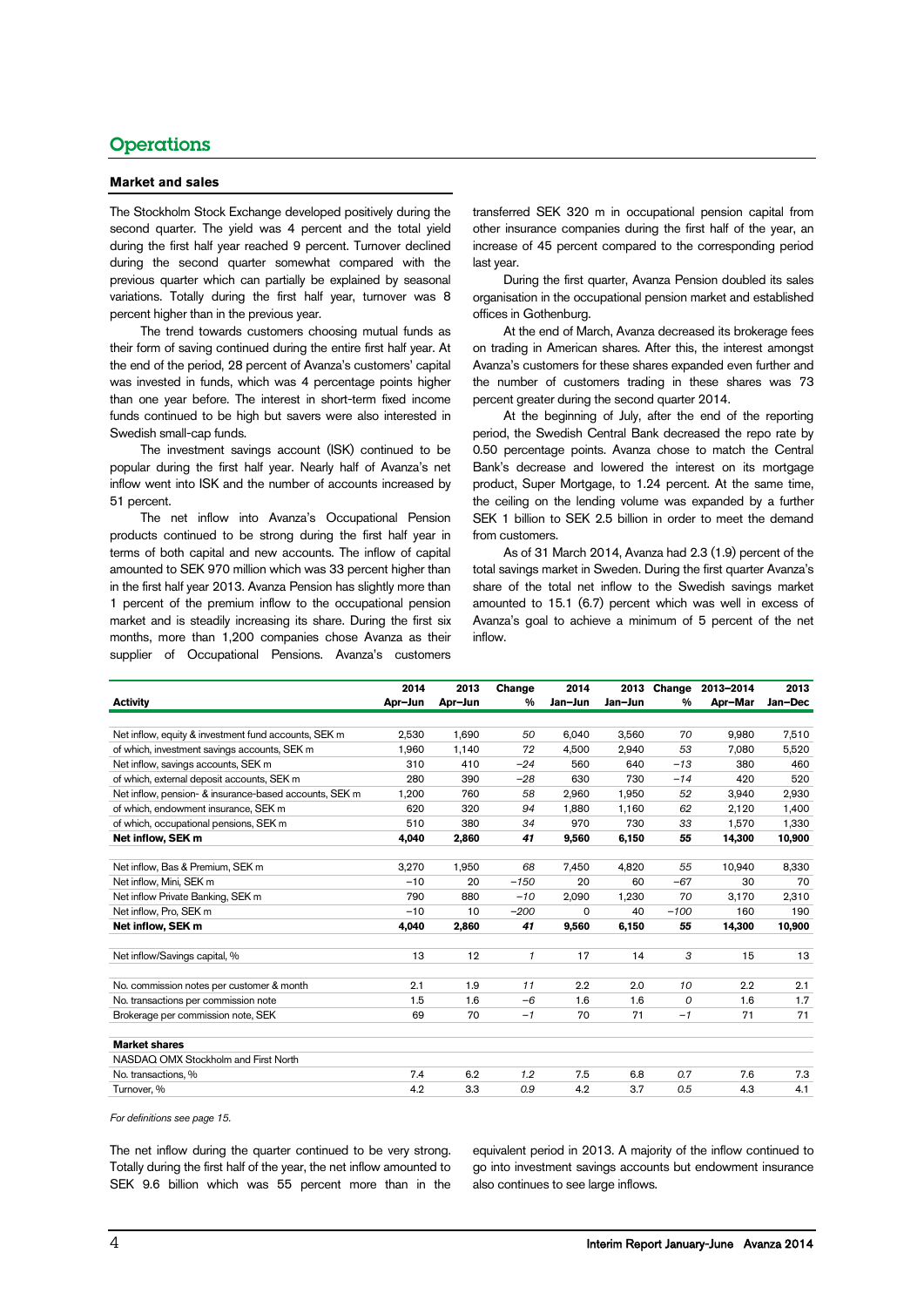# Operations

## Market and sales

The Stockholm Stock Exchange developed positively during the second quarter. The yield was 4 percent and the total yield during the first half year reached 9 percent. Turnover declined during the second quarter somewhat compared with the previous quarter which can partially be explained by seasonal variations. Totally during the first half year, turnover was 8 percent higher than in the previous year.

The trend towards customers choosing mutual funds as their form of saving continued during the entire first half year. At the end of the period, 28 percent of Avanza's customers' capital was invested in funds, which was 4 percentage points higher than one year before. The interest in short-term fixed income funds continued to be high but savers were also interested in Swedish small-cap funds.

The investment savings account (ISK) continued to be popular during the first half year. Nearly half of Avanza's net inflow went into ISK and the number of accounts increased by 51 percent.

The net inflow into Avanza's Occupational Pension products continued to be strong during the first half year in terms of both capital and new accounts. The inflow of capital amounted to SEK 970 million which was 33 percent higher than in the first half year 2013. Avanza Pension has slightly more than 1 percent of the premium inflow to the occupational pension market and is steadily increasing its share. During the first six months, more than 1,200 companies chose Avanza as their supplier of Occupational Pensions. Avanza's customers transferred SEK 320 m in occupational pension capital from other insurance companies during the first half of the year, an increase of 45 percent compared to the corresponding period last year.

During the first quarter, Avanza Pension doubled its sales organisation in the occupational pension market and established offices in Gothenburg.

At the end of March, Avanza decreased its brokerage fees on trading in American shares. After this, the interest amongst Avanza's customers for these shares expanded even further and the number of customers trading in these shares was 73 percent greater during the second quarter 2014.

At the beginning of July, after the end of the reporting period, the Swedish Central Bank decreased the repo rate by 0.50 percentage points. Avanza chose to match the Central Bank's decrease and lowered the interest on its mortgage product, Super Mortgage, to 1.24 percent. At the same time, the ceiling on the lending volume was expanded by a further SEK 1 billion to SEK 2.5 billion in order to meet the demand from customers.

As of 31 March 2014, Avanza had 2.3 (1.9) percent of the total savings market in Sweden. During the first quarter Avanza's share of the total net inflow to the Swedish savings market amounted to 15.1 (6.7) percent which was well in excess of Avanza's goal to achieve a minimum of 5 percent of the net inflow.

| Activity | 2014 Apr–Jun | 2013 Apr–Jun | Change % | 2014 Jan–Jun | 2013 Jan–Jun | Change % | 2013–2014 Apr–Mar | 2013 Jan–Dec |
|---|---|---|---|---|---|---|---|---|
| Net inflow, equity & investment fund accounts, SEK m | 2,530 | 1,690 | *50* | 6,040 | 3,560 | *70* | 9,980 | 7,510 |
| of which, investment savings accounts, SEK m | 1,960 | 1,140 | *72* | 4,500 | 2,940 | *53* | 7,080 | 5,520 |
| Net inflow, savings accounts, SEK m | 310 | 410 | *−24* | 560 | 640 | *−13* | 380 | 460 |
| of which, external deposit accounts, SEK m | 280 | 390 | *−28* | 630 | 730 | *−14* | 420 | 520 |
| Net inflow, pension- & insurance-based accounts, SEK m | 1,200 | 760 | *58* | 2,960 | 1,950 | *52* | 3,940 | 2,930 |
| of which, endowment insurance, SEK m | 620 | 320 | *94* | 1,880 | 1,160 | *62* | 2,120 | 1,400 |
| of which, occupational pensions, SEK m | 510 | 380 | *34* | 970 | 730 | *33* | 1,570 | 1,330 |
| **Net inflow, SEK m** | **4,040** | **2,860** | ***41*** | **9,560** | **6,150** | ***55*** | **14,300** | **10,900** |
| | | | | | | | | |
| Net inflow, Bas & Premium, SEK m | 3,270 | 1,950 | *68* | 7,450 | 4,820 | *55* | 10,940 | 8,330 |
| Net inflow, Mini, SEK m | −10 | 20 | *−150* | 20 | 60 | *−67* | 30 | 70 |
| Net inflow Private Banking, SEK m | 790 | 880 | *−10* | 2,090 | 1,230 | *70* | 3,170 | 2,310 |
| Net inflow, Pro, SEK m | −10 | 10 | *−200* | 0 | 40 | *−100* | 160 | 190 |
| **Net inflow, SEK m** | **4,040** | **2,860** | ***41*** | **9,560** | **6,150** | ***55*** | **14,300** | **10,900** |
| | | | | | | | | |
| Net inflow/Savings capital, % | 13 | 12 | *1* | 17 | 14 | *3* | 15 | 13 |
| | | | | | | | | |
| No. commission notes per customer & month | 2.1 | 1.9 | *11* | 2.2 | 2.0 | *10* | 2.2 | 2.1 |
| No. transactions per commission note | 1.5 | 1.6 | *−6* | 1.6 | 1.6 | *0* | 1.6 | 1.7 |
| Brokerage per commission note, SEK | 69 | 70 | *−1* | 70 | 71 | *−1* | 71 | 71 |
| | | | | | | | | |
| **Market shares** | | | | | | | | |
| NASDAQ OMX Stockholm and First North | | | | | | | | |
| No. transactions, % | 7.4 | 6.2 | *1.2* | 7.5 | 6.8 | *0.7* | 7.6 | 7.3 |
| Turnover, % | 4.2 | 3.3 | *0.9* | 4.2 | 3.7 | *0.5* | 4.3 | 4.1 |

*For definitions see page 15.*

The net inflow during the quarter continued to be very strong. Totally during the first half of the year, the net inflow amounted to SEK 9.6 billion which was 55 percent more than in the equivalent period in 2013. A majority of the inflow continued to go into investment savings accounts but endowment insurance also continues to see large inflows.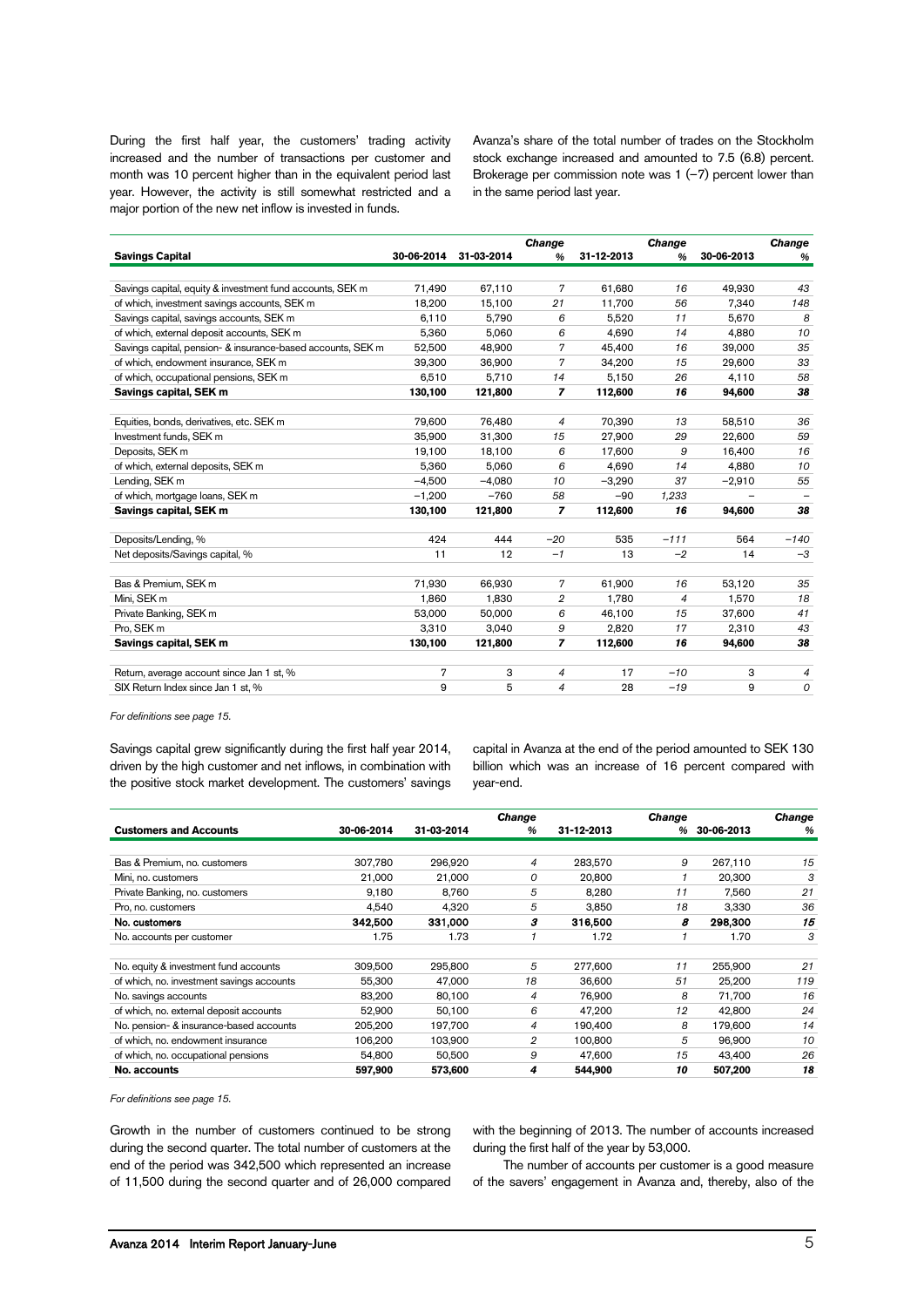During the first half year, the customers' trading activity increased and the number of transactions per customer and month was 10 percent higher than in the equivalent period last year. However, the activity is still somewhat restricted and a major portion of the new net inflow is invested in funds.

Avanza's share of the total number of trades on the Stockholm stock exchange increased and amounted to 7.5 (6.8) percent. Brokerage per commission note was 1 (–7) percent lower than in the same period last year.

| Savings Capital | 30-06-2014 | 31-03-2014 | *Change %* | 31-12-2013 | *Change %* | 30-06-2013 | *Change %* |
|---|---|---|---|---|---|---|---|
| Savings capital, equity & investment fund accounts, SEK m | 71,490 | 67,110 | *7* | 61,680 | *16* | 49,930 | *43* |
| of which, investment savings accounts, SEK m | 18,200 | 15,100 | *21* | 11,700 | *56* | 7,340 | *148* |
| Savings capital, savings accounts, SEK m | 6,110 | 5,790 | *6* | 5,520 | *11* | 5,670 | *8* |
| of which, external deposit accounts, SEK m | 5,360 | 5,060 | *6* | 4,690 | *14* | 4,880 | *10* |
| Savings capital, pension- & insurance-based accounts, SEK m | 52,500 | 48,900 | *7* | 45,400 | *16* | 39,000 | *35* |
| of which, endowment insurance, SEK m | 39,300 | 36,900 | *7* | 34,200 | *15* | 29,600 | *33* |
| of which, occupational pensions, SEK m | 6,510 | 5,710 | *14* | 5,150 | *26* | 4,110 | *58* |
| **Savings capital, SEK m** | **130,100** | **121,800** | ***7*** | **112,600** | ***16*** | **94,600** | ***38*** |
| Equities, bonds, derivatives, etc. SEK m | 79,600 | 76,480 | *4* | 70,390 | *13* | 58,510 | *36* |
| Investment funds, SEK m | 35,900 | 31,300 | *15* | 27,900 | *29* | 22,600 | *59* |
| Deposits, SEK m | 19,100 | 18,100 | *6* | 17,600 | *9* | 16,400 | *16* |
| of which, external deposits, SEK m | 5,360 | 5,060 | *6* | 4,690 | *14* | 4,880 | *10* |
| Lending, SEK m | –4,500 | –4,080 | *10* | –3,290 | *37* | –2,910 | *55* |
| of which, mortgage loans, SEK m | –1,200 | –760 | *58* | –90 | *1,233* | – | *–* |
| **Savings capital, SEK m** | **130,100** | **121,800** | ***7*** | **112,600** | ***16*** | **94,600** | ***38*** |
| Deposits/Lending, % | 424 | 444 | *–20* | 535 | *–111* | 564 | *–140* |
| Net deposits/Savings capital, % | 11 | 12 | *–1* | 13 | *–2* | 14 | *–3* |
| Bas & Premium, SEK m | 71,930 | 66,930 | *7* | 61,900 | *16* | 53,120 | *35* |
| Mini, SEK m | 1,860 | 1,830 | *2* | 1,780 | *4* | 1,570 | *18* |
| Private Banking, SEK m | 53,000 | 50,000 | *6* | 46,100 | *15* | 37,600 | *41* |
| Pro, SEK m | 3,310 | 3,040 | *9* | 2,820 | *17* | 2,310 | *43* |
| **Savings capital, SEK m** | **130,100** | **121,800** | ***7*** | **112,600** | ***16*** | **94,600** | ***38*** |
| Return, average account since Jan 1 st, % | 7 | 3 | *4* | 17 | *–10* | 3 | *4* |
| SIX Return Index since Jan 1 st, % | 9 | 5 | *4* | 28 | *–19* | 9 | *0* |

*For definitions see page 15.*

Savings capital grew significantly during the first half year 2014, driven by the high customer and net inflows, in combination with the positive stock market development. The customers' savings capital in Avanza at the end of the period amounted to SEK 130 billion which was an increase of 16 percent compared with year-end.

| Customers and Accounts | 30-06-2014 | 31-03-2014 | *Change %* | 31-12-2013 | *Change %* | 30-06-2013 | *Change %* |
|---|---|---|---|---|---|---|---|
| Bas & Premium, no. customers | 307,780 | 296,920 | *4* | 283,570 | *9* | 267,110 | *15* |
| Mini, no. customers | 21,000 | 21,000 | *0* | 20,800 | *1* | 20,300 | *3* |
| Private Banking, no. customers | 9,180 | 8,760 | *5* | 8,280 | *11* | 7,560 | *21* |
| Pro, no. customers | 4,540 | 4,320 | *5* | 3,850 | *18* | 3,330 | *36* |
| **No. customers** | **342,500** | **331,000** | ***3*** | **316,500** | ***8*** | **298,300** | ***15*** |
| No. accounts per customer | 1.75 | 1.73 | *1* | 1.72 | *1* | 1.70 | *3* |
| No. equity & investment fund accounts | 309,500 | 295,800 | *5* | 277,600 | *11* | 255,900 | *21* |
| of which, no. investment savings accounts | 55,300 | 47,000 | *18* | 36,600 | *51* | 25,200 | *119* |
| No. savings accounts | 83,200 | 80,100 | *4* | 76,900 | *8* | 71,700 | *16* |
| of which, no. external deposit accounts | 52,900 | 50,100 | *6* | 47,200 | *12* | 42,800 | *24* |
| No. pension- & insurance-based accounts | 205,200 | 197,700 | *4* | 190,400 | *8* | 179,600 | *14* |
| of which, no. endowment insurance | 106,200 | 103,900 | *2* | 100,800 | *5* | 96,900 | *10* |
| of which, no. occupational pensions | 54,800 | 50,500 | *9* | 47,600 | *15* | 43,400 | *26* |
| **No. accounts** | **597,900** | **573,600** | ***4*** | **544,900** | ***10*** | **507,200** | ***18*** |

*For definitions see page 15.*

Growth in the number of customers continued to be strong during the second quarter. The total number of customers at the end of the period was 342,500 which represented an increase of 11,500 during the second quarter and of 26,000 compared with the beginning of 2013. The number of accounts increased during the first half of the year by 53,000.

The number of accounts per customer is a good measure of the savers' engagement in Avanza and, thereby, also of the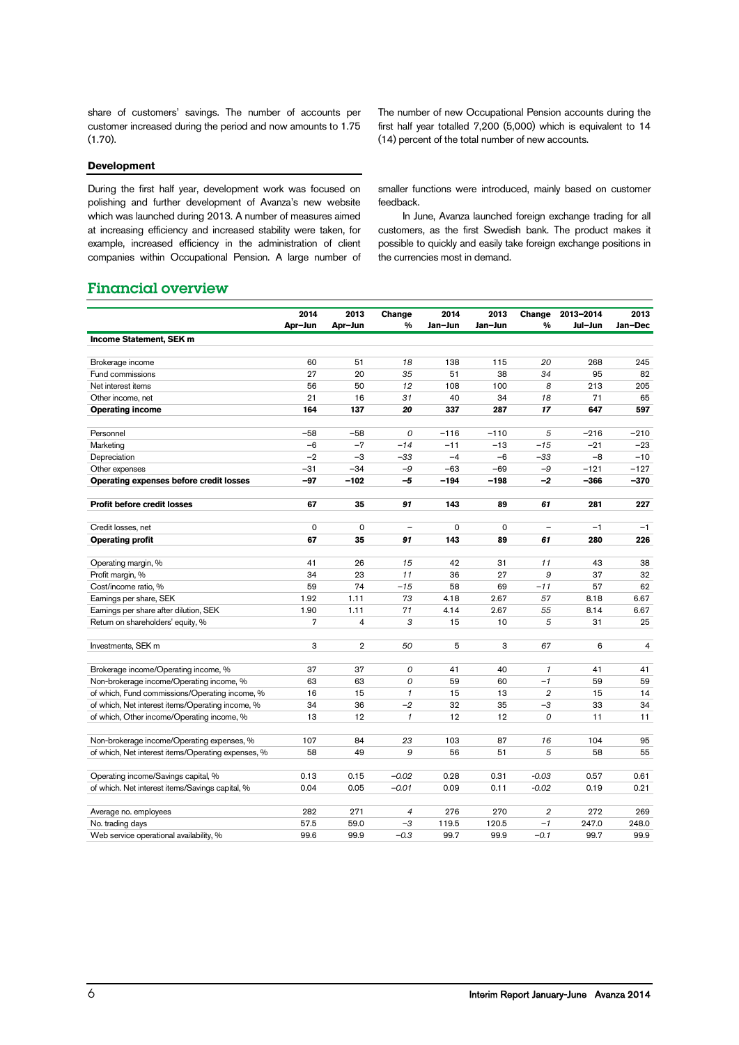share of customers' savings. The number of accounts per customer increased during the period and now amounts to 1.75 (1.70).

The number of new Occupational Pension accounts during the first half year totalled 7,200 (5,000) which is equivalent to 14 (14) percent of the total number of new accounts.

### Development

During the first half year, development work was focused on polishing and further development of Avanza's new website which was launched during 2013. A number of measures aimed at increasing efficiency and increased stability were taken, for example, increased efficiency in the administration of client companies within Occupational Pension. A large number of smaller functions were introduced, mainly based on customer feedback.

In June, Avanza launched foreign exchange trading for all customers, as the first Swedish bank. The product makes it possible to quickly and easily take foreign exchange positions in the currencies most in demand.

## Financial overview

| | 2014 Apr–Jun | 2013 Apr–Jun | Change % | 2014 Jan–Jun | 2013 Jan–Jun | Change % | 2013–2014 Jul–Jun | 2013 Jan–Dec |
|---|---|---|---|---|---|---|---|---|
| **Income Statement, SEK m** | | | | | | | | |
| Brokerage income | 60 | 51 | *18* | 138 | 115 | *20* | 268 | 245 |
| Fund commissions | 27 | 20 | *35* | 51 | 38 | *34* | 95 | 82 |
| Net interest items | 56 | 50 | *12* | 108 | 100 | *8* | 213 | 205 |
| Other income, net | 21 | 16 | *31* | 40 | 34 | *18* | 71 | 65 |
| **Operating income** | **164** | **137** | ***20*** | **337** | **287** | ***17*** | **647** | **597** |
| Personnel | −58 | −58 | *0* | −116 | −110 | *5* | −216 | −210 |
| Marketing | −6 | −7 | *−14* | −11 | −13 | *−15* | −21 | −23 |
| Depreciation | −2 | −3 | *−33* | −4 | −6 | *−33* | −8 | −10 |
| Other expenses | −31 | −34 | *−9* | −63 | −69 | *−9* | −121 | −127 |
| **Operating expenses before credit losses** | **−97** | **−102** | ***−5*** | **−194** | **−198** | ***−2*** | **−366** | **−370** |
| **Profit before credit losses** | **67** | **35** | ***91*** | **143** | **89** | ***61*** | **281** | **227** |
| Credit losses, net | 0 | 0 | *–* | 0 | 0 | *–* | −1 | −1 |
| **Operating profit** | **67** | **35** | ***91*** | **143** | **89** | ***61*** | **280** | **226** |
| Operating margin, % | 41 | 26 | *15* | 42 | 31 | *11* | 43 | 38 |
| Profit margin, % | 34 | 23 | *11* | 36 | 27 | *9* | 37 | 32 |
| Cost/income ratio, % | 59 | 74 | *−15* | 58 | 69 | *−11* | 57 | 62 |
| Earnings per share, SEK | 1.92 | 1.11 | *73* | 4.18 | 2.67 | *57* | 8.18 | 6.67 |
| Earnings per share after dilution, SEK | 1.90 | 1.11 | *71* | 4.14 | 2.67 | *55* | 8.14 | 6.67 |
| Return on shareholders' equity, % | 7 | 4 | *3* | 15 | 10 | *5* | 31 | 25 |
| Investments, SEK m | 3 | 2 | *50* | 5 | 3 | *67* | 6 | 4 |
| Brokerage income/Operating income, % | 37 | 37 | *0* | 41 | 40 | *1* | 41 | 41 |
| Non-brokerage income/Operating income, % | 63 | 63 | *0* | 59 | 60 | *−1* | 59 | 59 |
| of which, Fund commissions/Operating income, % | 16 | 15 | *1* | 15 | 13 | *2* | 15 | 14 |
| of which, Net interest items/Operating income, % | 34 | 36 | *−2* | 32 | 35 | *−3* | 33 | 34 |
| of which, Other income/Operating income, % | 13 | 12 | *1* | 12 | 12 | *0* | 11 | 11 |
| Non-brokerage income/Operating expenses, % | 107 | 84 | *23* | 103 | 87 | *16* | 104 | 95 |
| of which, Net interest items/Operating expenses, % | 58 | 49 | *9* | 56 | 51 | *5* | 58 | 55 |
| Operating income/Savings capital, % | 0.13 | 0.15 | *−0.02* | 0.28 | 0.31 | *-0.03* | 0.57 | 0.61 |
| of which. Net interest items/Savings capital, % | 0.04 | 0.05 | *−0.01* | 0.09 | 0.11 | *-0.02* | 0.19 | 0.21 |
| Average no. employees | 282 | 271 | *4* | 276 | 270 | *2* | 272 | 269 |
| No. trading days | 57.5 | 59.0 | *−3* | 119.5 | 120.5 | *−1* | 247.0 | 248.0 |
| Web service operational availability, % | 99.6 | 99.9 | *−0.3* | 99.7 | 99.9 | *−0.1* | 99.7 | 99.9 |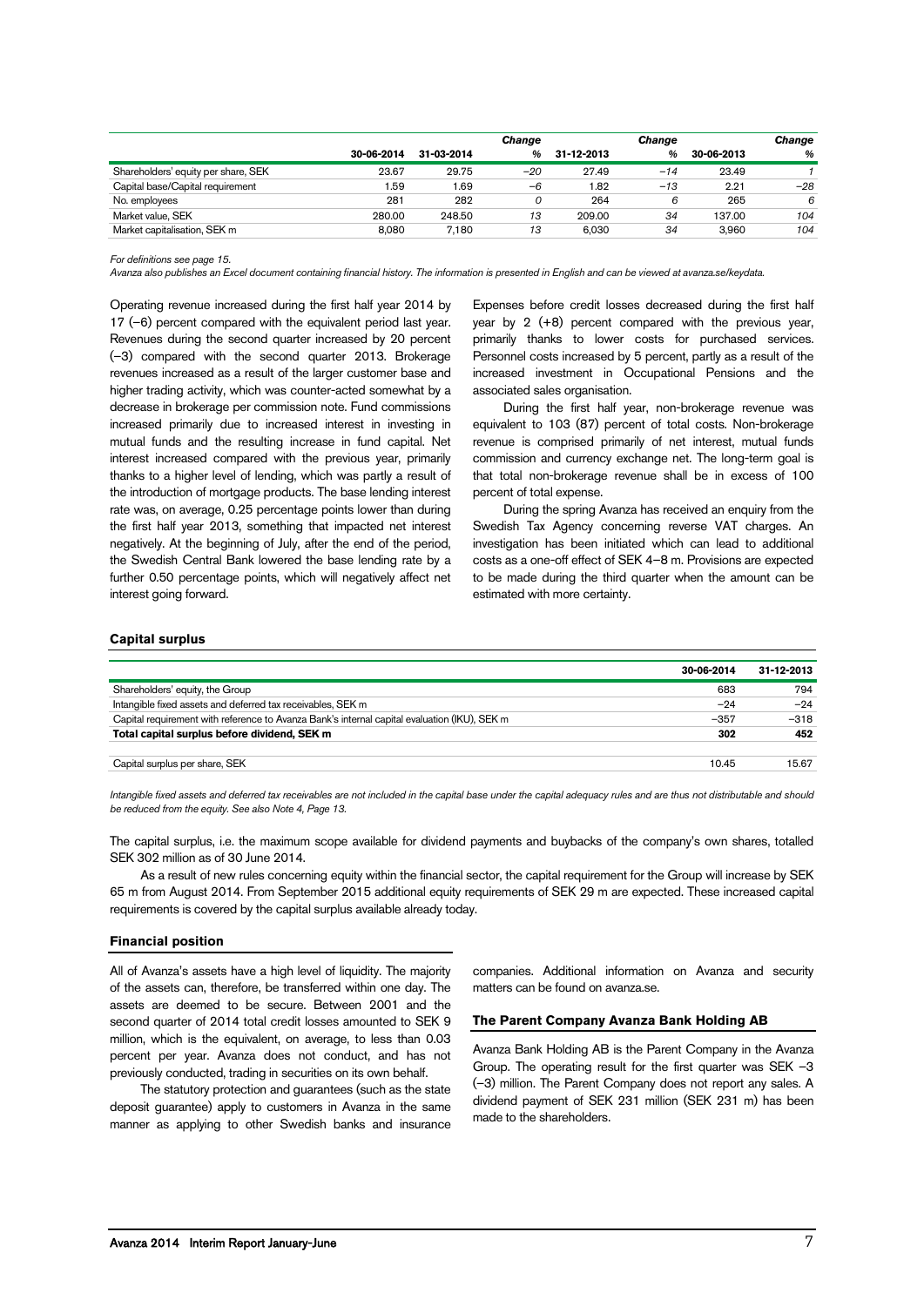| | 30-06-2014 | 31-03-2014 | Change % | 31-12-2013 | Change % | 30-06-2013 | Change % |
|---|---|---|---|---|---|---|---|
| Shareholders' equity per share, SEK | 23.67 | 29.75 | −20 | 27.49 | −14 | 23.49 | 1 |
| Capital base/Capital requirement | 1.59 | 1.69 | −6 | 1.82 | −13 | 2.21 | −28 |
| No. employees | 281 | 282 | 0 | 264 | 6 | 265 | 6 |
| Market value, SEK | 280.00 | 248.50 | 13 | 209.00 | 34 | 137.00 | 104 |
| Market capitalisation, SEK m | 8,080 | 7,180 | 13 | 6,030 | 34 | 3,960 | 104 |

*For definitions see page 15.*

*Avanza also publishes an Excel document containing financial history. The information is presented in English and can be viewed at avanza.se/keydata.*

Operating revenue increased during the first half year 2014 by 17 (–6) percent compared with the equivalent period last year. Revenues during the second quarter increased by 20 percent (–3) compared with the second quarter 2013. Brokerage revenues increased as a result of the larger customer base and higher trading activity, which was counter-acted somewhat by a decrease in brokerage per commission note. Fund commissions increased primarily due to increased interest in investing in mutual funds and the resulting increase in fund capital. Net interest increased compared with the previous year, primarily thanks to a higher level of lending, which was partly a result of the introduction of mortgage products. The base lending interest rate was, on average, 0.25 percentage points lower than during the first half year 2013, something that impacted net interest negatively. At the beginning of July, after the end of the period, the Swedish Central Bank lowered the base lending rate by a further 0.50 percentage points, which will negatively affect net interest going forward.

Expenses before credit losses decreased during the first half year by 2 (+8) percent compared with the previous year, primarily thanks to lower costs for purchased services. Personnel costs increased by 5 percent, partly as a result of the increased investment in Occupational Pensions and the associated sales organisation.

During the first half year, non-brokerage revenue was equivalent to 103 (87) percent of total costs. Non-brokerage revenue is comprised primarily of net interest, mutual funds commission and currency exchange net. The long-term goal is that total non-brokerage revenue shall be in excess of 100 percent of total expense.

During the spring Avanza has received an enquiry from the Swedish Tax Agency concerning reverse VAT charges. An investigation has been initiated which can lead to additional costs as a one-off effect of SEK 4–8 m. Provisions are expected to be made during the third quarter when the amount can be estimated with more certainty.

## Capital surplus

| | 30-06-2014 | 31-12-2013 |
|---|---|---|
| Shareholders' equity, the Group | 683 | 794 |
| Intangible fixed assets and deferred tax receivables, SEK m | −24 | −24 |
| Capital requirement with reference to Avanza Bank's internal capital evaluation (IKU), SEK m | −357 | −318 |
| **Total capital surplus before dividend, SEK m** | **302** | **452** |
| | | |
| Capital surplus per share, SEK | 10.45 | 15.67 |

*Intangible fixed assets and deferred tax receivables are not included in the capital base under the capital adequacy rules and are thus not distributable and should be reduced from the equity. See also Note 4, Page 13.*

The capital surplus, i.e. the maximum scope available for dividend payments and buybacks of the company's own shares, totalled SEK 302 million as of 30 June 2014.

As a result of new rules concerning equity within the financial sector, the capital requirement for the Group will increase by SEK 65 m from August 2014. From September 2015 additional equity requirements of SEK 29 m are expected. These increased capital requirements is covered by the capital surplus available already today.

## Financial position

All of Avanza's assets have a high level of liquidity. The majority of the assets can, therefore, be transferred within one day. The assets are deemed to be secure. Between 2001 and the second quarter of 2014 total credit losses amounted to SEK 9 million, which is the equivalent, on average, to less than 0.03 percent per year. Avanza does not conduct, and has not previously conducted, trading in securities on its own behalf.

The statutory protection and guarantees (such as the state deposit guarantee) apply to customers in Avanza in the same manner as applying to other Swedish banks and insurance companies. Additional information on Avanza and security matters can be found on avanza.se.

## The Parent Company Avanza Bank Holding AB

Avanza Bank Holding AB is the Parent Company in the Avanza Group. The operating result for the first quarter was SEK –3 (–3) million. The Parent Company does not report any sales. A dividend payment of SEK 231 million (SEK 231 m) has been made to the shareholders.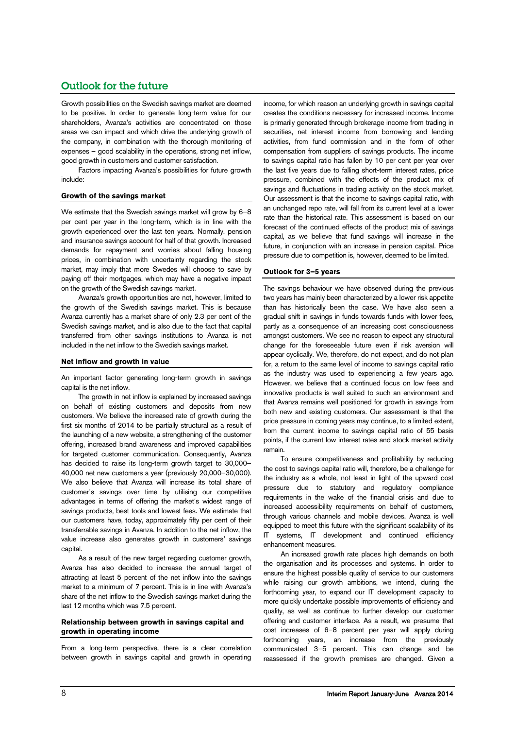## Outlook for the future

Growth possibilities on the Swedish savings market are deemed to be positive. In order to generate long-term value for our shareholders, Avanza's activities are concentrated on those areas we can impact and which drive the underlying growth of the company, in combination with the thorough monitoring of expenses – good scalability in the operations, strong net inflow, good growth in customers and customer satisfaction.

Factors impacting Avanza's possibilities for future growth include:

### Growth of the savings market

We estimate that the Swedish savings market will grow by 6–8 per cent per year in the long-term, which is in line with the growth experienced over the last ten years. Normally, pension and insurance savings account for half of that growth. Increased demands for repayment and worries about falling housing prices, in combination with uncertainty regarding the stock market, may imply that more Swedes will choose to save by paying off their mortgages, which may have a negative impact on the growth of the Swedish savings market.

Avanza's growth opportunities are not, however, limited to the growth of the Swedish savings market. This is because Avanza currently has a market share of only 2.3 per cent of the Swedish savings market, and is also due to the fact that capital transferred from other savings institutions to Avanza is not included in the net inflow to the Swedish savings market.

### Net inflow and growth in value

An important factor generating long-term growth in savings capital is the net inflow.

The growth in net inflow is explained by increased savings on behalf of existing customers and deposits from new customers. We believe the increased rate of growth during the first six months of 2014 to be partially structural as a result of the launching of a new website, a strengthening of the customer offering, increased brand awareness and improved capabilities for targeted customer communication. Consequently, Avanza has decided to raise its long-term growth target to 30,000–40,000 net new customers a year (previously 20,000–30,000). We also believe that Avanza will increase its total share of customer´s savings over time by utilising our competitive advantages in terms of offering the market´s widest range of savings products, best tools and lowest fees. We estimate that our customers have, today, approximately fifty per cent of their transferrable savings in Avanza. In addition to the net inflow, the value increase also generates growth in customers' savings capital.

As a result of the new target regarding customer growth, Avanza has also decided to increase the annual target of attracting at least 5 percent of the net inflow into the savings market to a minimum of 7 percent. This is in line with Avanza's share of the net inflow to the Swedish savings market during the last 12 months which was 7.5 percent.

### Relationship between growth in savings capital and growth in operating income

From a long-term perspective, there is a clear correlation between growth in savings capital and growth in operating income, for which reason an underlying growth in savings capital creates the conditions necessary for increased income. Income is primarily generated through brokerage income from trading in securities, net interest income from borrowing and lending activities, from fund commission and in the form of other compensation from suppliers of savings products. The income to savings capital ratio has fallen by 10 per cent per year over the last five years due to falling short-term interest rates, price pressure, combined with the effects of the product mix of savings and fluctuations in trading activity on the stock market. Our assessment is that the income to savings capital ratio, with an unchanged repo rate, will fall from its current level at a lower rate than the historical rate. This assessment is based on our forecast of the continued effects of the product mix of savings capital, as we believe that fund savings will increase in the future, in conjunction with an increase in pension capital. Price pressure due to competition is, however, deemed to be limited.

### Outlook for 3–5 years

The savings behaviour we have observed during the previous two years has mainly been characterized by a lower risk appetite than has historically been the case. We have also seen a gradual shift in savings in funds towards funds with lower fees, partly as a consequence of an increasing cost consciousness amongst customers. We see no reason to expect any structural change for the foreseeable future even if risk aversion will appear cyclically. We, therefore, do not expect, and do not plan for, a return to the same level of income to savings capital ratio as the industry was used to experiencing a few years ago. However, we believe that a continued focus on low fees and innovative products is well suited to such an environment and that Avanza remains well positioned for growth in savings from both new and existing customers. Our assessment is that the price pressure in coming years may continue, to a limited extent, from the current income to savings capital ratio of 55 basis points, if the current low interest rates and stock market activity remain.

To ensure competitiveness and profitability by reducing the cost to savings capital ratio will, therefore, be a challenge for the industry as a whole, not least in light of the upward cost pressure due to statutory and regulatory compliance requirements in the wake of the financial crisis and due to increased accessibility requirements on behalf of customers, through various channels and mobile devices. Avanza is well equipped to meet this future with the significant scalability of its IT systems, IT development and continued efficiency enhancement measures.

An increased growth rate places high demands on both the organisation and its processes and systems. In order to ensure the highest possible quality of service to our customers while raising our growth ambitions, we intend, during the forthcoming year, to expand our IT development capacity to more quickly undertake possible improvements of efficiency and quality, as well as continue to further develop our customer offering and customer interface. As a result, we presume that cost increases of 6–8 percent per year will apply during forthcoming years, an increase from the previously communicated 3–5 percent. This can change and be reassessed if the growth premises are changed. Given a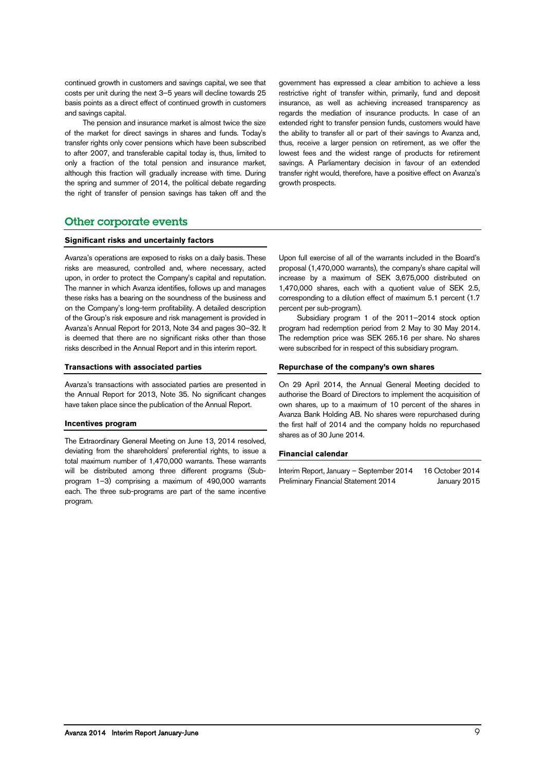continued growth in customers and savings capital, we see that costs per unit during the next 3–5 years will decline towards 25 basis points as a direct effect of continued growth in customers and savings capital.

The pension and insurance market is almost twice the size of the market for direct savings in shares and funds. Today's transfer rights only cover pensions which have been subscribed to after 2007, and transferable capital today is, thus, limited to only a fraction of the total pension and insurance market, although this fraction will gradually increase with time. During the spring and summer of 2014, the political debate regarding the right of transfer of pension savings has taken off and the government has expressed a clear ambition to achieve a less restrictive right of transfer within, primarily, fund and deposit insurance, as well as achieving increased transparency as regards the mediation of insurance products. In case of an extended right to transfer pension funds, customers would have the ability to transfer all or part of their savings to Avanza and, thus, receive a larger pension on retirement, as we offer the lowest fees and the widest range of products for retirement savings. A Parliamentary decision in favour of an extended transfer right would, therefore, have a positive effect on Avanza's growth prospects.

## Other corporate events

### Significant risks and uncertainly factors

Avanza's operations are exposed to risks on a daily basis. These risks are measured, controlled and, where necessary, acted upon, in order to protect the Company's capital and reputation. The manner in which Avanza identifies, follows up and manages these risks has a bearing on the soundness of the business and on the Company's long-term profitability. A detailed description of the Group's risk exposure and risk management is provided in Avanza's Annual Report for 2013, Note 34 and pages 30–32. It is deemed that there are no significant risks other than those risks described in the Annual Report and in this interim report.

### Transactions with associated parties

Avanza's transactions with associated parties are presented in the Annual Report for 2013, Note 35. No significant changes have taken place since the publication of the Annual Report.

### Incentives program

The Extraordinary General Meeting on June 13, 2014 resolved, deviating from the shareholders' preferential rights, to issue a total maximum number of 1,470,000 warrants. These warrants will be distributed among three different programs (Sub-program 1–3) comprising a maximum of 490,000 warrants each. The three sub-programs are part of the same incentive program.

Upon full exercise of all of the warrants included in the Board's proposal (1,470,000 warrants), the company's share capital will increase by a maximum of SEK 3,675,000 distributed on 1,470,000 shares, each with a quotient value of SEK 2.5, corresponding to a dilution effect of maximum 5.1 percent (1.7 percent per sub-program).

Subsidiary program 1 of the 2011–2014 stock option program had redemption period from 2 May to 30 May 2014. The redemption price was SEK 265.16 per share. No shares were subscribed for in respect of this subsidiary program.

### Repurchase of the company's own shares

On 29 April 2014, the Annual General Meeting decided to authorise the Board of Directors to implement the acquisition of own shares, up to a maximum of 10 percent of the shares in Avanza Bank Holding AB. No shares were repurchased during the first half of 2014 and the company holds no repurchased shares as of 30 June 2014.

### Financial calendar

| | |
|---|---|
| Interim Report, January – September 2014 | 16 October 2014 |
| Preliminary Financial Statement 2014 | January 2015 |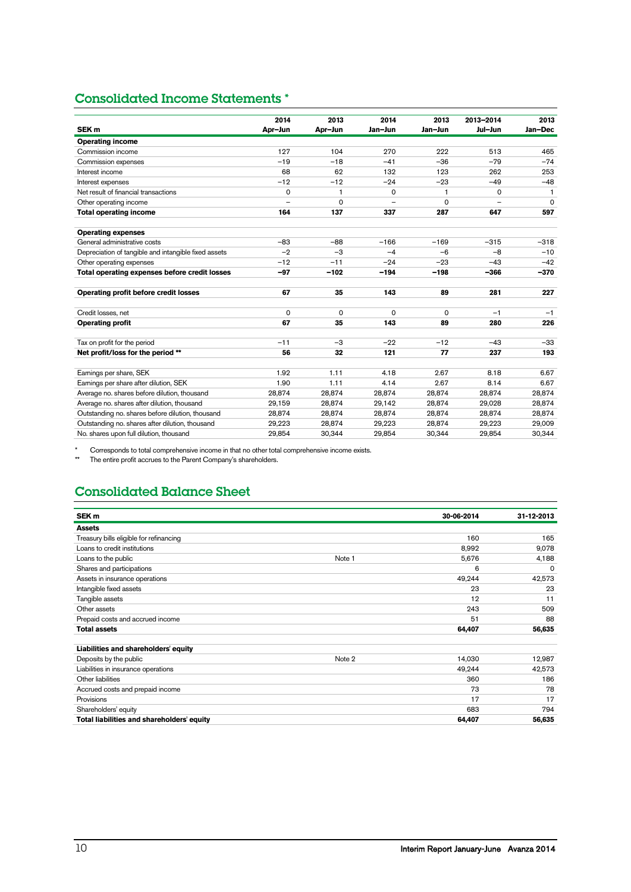## Consolidated Income Statements *

| SEK m | 2014 Apr–Jun | 2013 Apr–Jun | 2014 Jan–Jun | 2013 Jan–Jun | 2013–2014 Jul–Jun | 2013 Jan–Dec |
|---|---|---|---|---|---|---|
| **Operating income** | | | | | | |
| Commission income | 127 | 104 | 270 | 222 | 513 | 465 |
| Commission expenses | –19 | –18 | –41 | –36 | –79 | –74 |
| Interest income | 68 | 62 | 132 | 123 | 262 | 253 |
| Interest expenses | –12 | –12 | –24 | –23 | –49 | –48 |
| Net result of financial transactions | 0 | 1 | 0 | 1 | 0 | 1 |
| Other operating income | – | 0 | – | 0 | – | 0 |
| **Total operating income** | **164** | **137** | **337** | **287** | **647** | **597** |
| | | | | | | |
| **Operating expenses** | | | | | | |
| General administrative costs | –83 | –88 | –166 | –169 | –315 | –318 |
| Depreciation of tangible and intangible fixed assets | –2 | –3 | –4 | –6 | –8 | –10 |
| Other operating expenses | –12 | –11 | –24 | –23 | –43 | –42 |
| **Total operating expenses before credit losses** | **–97** | **–102** | **–194** | **–198** | **–366** | **–370** |
| | | | | | | |
| **Operating profit before credit losses** | **67** | **35** | **143** | **89** | **281** | **227** |
| | | | | | | |
| Credit losses, net | 0 | 0 | 0 | 0 | –1 | –1 |
| **Operating profit** | **67** | **35** | **143** | **89** | **280** | **226** |
| | | | | | | |
| Tax on profit for the period | –11 | –3 | –22 | –12 | –43 | –33 |
| **Net profit/loss for the period \*\*** | **56** | **32** | **121** | **77** | **237** | **193** |
| | | | | | | |
| Earnings per share, SEK | 1.92 | 1.11 | 4.18 | 2.67 | 8.18 | 6.67 |
| Earnings per share after dilution, SEK | 1.90 | 1.11 | 4.14 | 2.67 | 8.14 | 6.67 |
| Average no. shares before dilution, thousand | 28,874 | 28,874 | 28,874 | 28,874 | 28,874 | 28,874 |
| Average no. shares after dilution, thousand | 29,159 | 28,874 | 29,142 | 28,874 | 29,028 | 28,874 |
| Outstanding no. shares before dilution, thousand | 28,874 | 28,874 | 28,874 | 28,874 | 28,874 | 28,874 |
| Outstanding no. shares after dilution, thousand | 29,223 | 28,874 | 29,223 | 28,874 | 29,223 | 29,009 |
| No. shares upon full dilution, thousand | 29,854 | 30,344 | 29,854 | 30,344 | 29,854 | 30,344 |

\* Corresponds to total comprehensive income in that no other total comprehensive income exists.

\*\* The entire profit accrues to the Parent Company's shareholders.

## Consolidated Balance Sheet

| SEK m | | 30-06-2014 | 31-12-2013 |
|---|---|---|---|
| **Assets** | | | |
| Treasury bills eligible for refinancing | | 160 | 165 |
| Loans to credit institutions | | 8,992 | 9,078 |
| Loans to the public | Note 1 | 5,676 | 4,188 |
| Shares and participations | | 6 | 0 |
| Assets in insurance operations | | 49,244 | 42,573 |
| Intangible fixed assets | | 23 | 23 |
| Tangible assets | | 12 | 11 |
| Other assets | | 243 | 509 |
| Prepaid costs and accrued income | | 51 | 88 |
| **Total assets** | | **64,407** | **56,635** |
| | | | |
| **Liabilities and shareholders' equity** | | | |
| Deposits by the public | Note 2 | 14,030 | 12,987 |
| Liabilities in insurance operations | | 49,244 | 42,573 |
| Other liabilities | | 360 | 186 |
| Accrued costs and prepaid income | | 73 | 78 |
| Provisions | | 17 | 17 |
| Shareholders' equity | | 683 | 794 |
| **Total liabilities and shareholders' equity** | | **64,407** | **56,635** |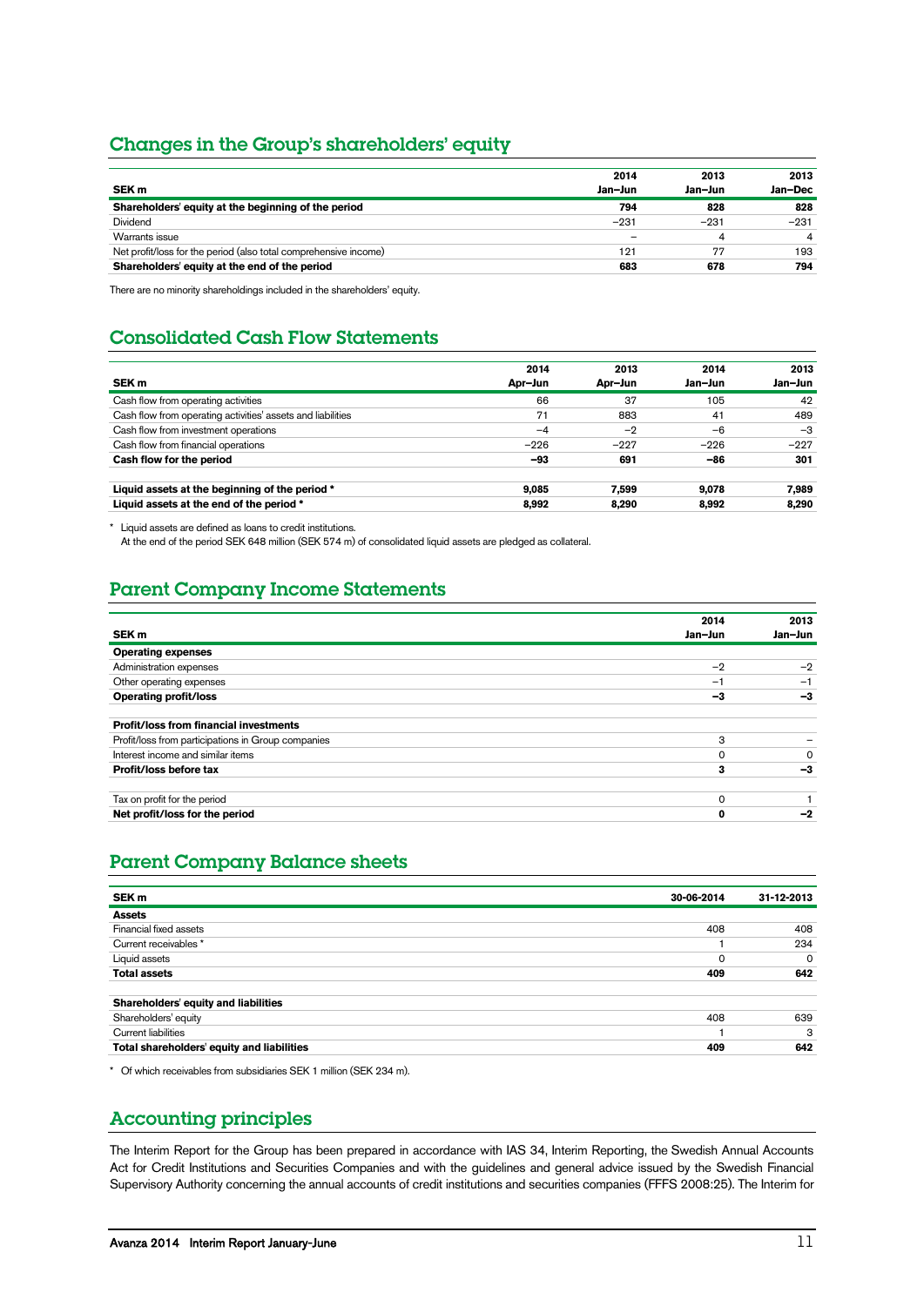## Changes in the Group's shareholders' equity

| SEK m | 2014 Jan–Jun | 2013 Jan–Jun | 2013 Jan–Dec |
|---|---|---|---|
| **Shareholders' equity at the beginning of the period** | **794** | **828** | **828** |
| Dividend | –231 | –231 | –231 |
| Warrants issue | – | 4 | 4 |
| Net profit/loss for the period (also total comprehensive income) | 121 | 77 | 193 |
| **Shareholders' equity at the end of the period** | **683** | **678** | **794** |

There are no minority shareholdings included in the shareholders' equity.

## Consolidated Cash Flow Statements

| SEK m | 2014 Apr–Jun | 2013 Apr–Jun | 2014 Jan–Jun | 2013 Jan–Jun |
|---|---|---|---|---|
| Cash flow from operating activities | 66 | 37 | 105 | 42 |
| Cash flow from operating activities' assets and liabilities | 71 | 883 | 41 | 489 |
| Cash flow from investment operations | –4 | –2 | –6 | –3 |
| Cash flow from financial operations | –226 | –227 | –226 | –227 |
| **Cash flow for the period** | **–93** | **691** | **–86** | **301** |
| | | | | |
| **Liquid assets at the beginning of the period \*** | **9,085** | **7,599** | **9,078** | **7,989** |
| **Liquid assets at the end of the period \*** | **8,992** | **8,290** | **8,992** | **8,290** |

\* Liquid assets are defined as loans to credit institutions.
At the end of the period SEK 648 million (SEK 574 m) of consolidated liquid assets are pledged as collateral.

## Parent Company Income Statements

| SEK m | 2014 Jan–Jun | 2013 Jan–Jun |
|---|---|---|
| **Operating expenses** | | |
| Administration expenses | –2 | –2 |
| Other operating expenses | –1 | –1 |
| **Operating profit/loss** | **–3** | **–3** |
| | | |
| **Profit/loss from financial investments** | | |
| Profit/loss from participations in Group companies | 3 | – |
| Interest income and similar items | 0 | 0 |
| **Profit/loss before tax** | **3** | **–3** |
| | | |
| Tax on profit for the period | 0 | 1 |
| **Net profit/loss for the period** | **0** | **–2** |

## Parent Company Balance sheets

| SEK m | 30-06-2014 | 31-12-2013 |
|---|---|---|
| **Assets** | | |
| Financial fixed assets | 408 | 408 |
| Current receivables \* | 1 | 234 |
| Liquid assets | 0 | 0 |
| **Total assets** | **409** | **642** |
| | | |
| **Shareholders' equity and liabilities** | | |
| Shareholders' equity | 408 | 639 |
| Current liabilities | 1 | 3 |
| **Total shareholders' equity and liabilities** | **409** | **642** |

\* Of which receivables from subsidiaries SEK 1 million (SEK 234 m).

## Accounting principles

The Interim Report for the Group has been prepared in accordance with IAS 34, Interim Reporting, the Swedish Annual Accounts Act for Credit Institutions and Securities Companies and with the guidelines and general advice issued by the Swedish Financial Supervisory Authority concerning the annual accounts of credit institutions and securities companies (FFFS 2008:25). The Interim for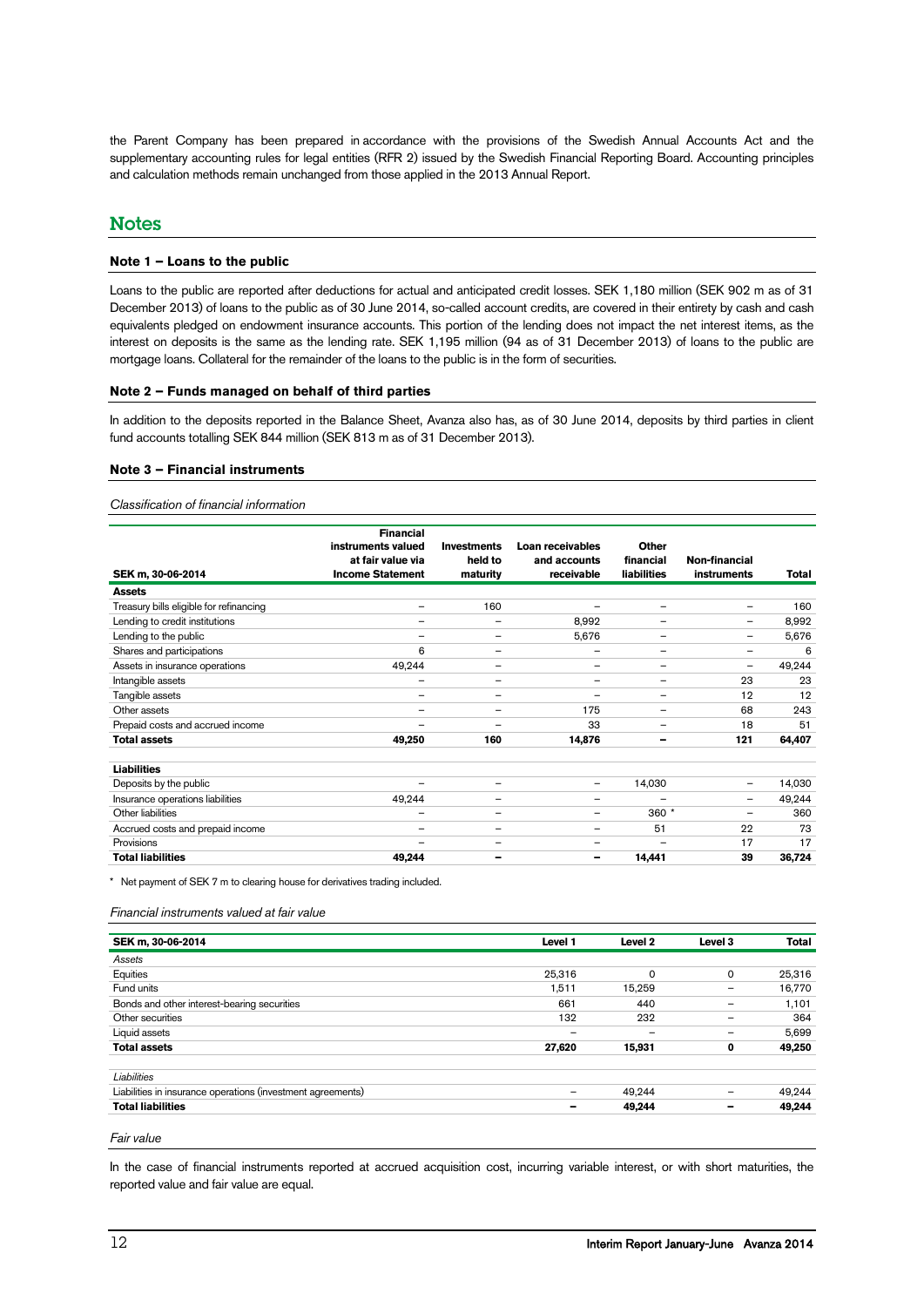the Parent Company has been prepared in accordance with the provisions of the Swedish Annual Accounts Act and the supplementary accounting rules for legal entities (RFR 2) issued by the Swedish Financial Reporting Board. Accounting principles and calculation methods remain unchanged from those applied in the 2013 Annual Report.

## Notes

### Note 1 – Loans to the public

Loans to the public are reported after deductions for actual and anticipated credit losses. SEK 1,180 million (SEK 902 m as of 31 December 2013) of loans to the public as of 30 June 2014, so-called account credits, are covered in their entirety by cash and cash equivalents pledged on endowment insurance accounts. This portion of the lending does not impact the net interest items, as the interest on deposits is the same as the lending rate. SEK 1,195 million (94 as of 31 December 2013) of loans to the public are mortgage loans. Collateral for the remainder of the loans to the public is in the form of securities.

### Note 2 – Funds managed on behalf of third parties

In addition to the deposits reported in the Balance Sheet, Avanza also has, as of 30 June 2014, deposits by third parties in client fund accounts totalling SEK 844 million (SEK 813 m as of 31 December 2013).

### Note 3 – Financial instruments

*Classification of financial information*

| SEK m, 30-06-2014 | Financial instruments valued at fair value via Income Statement | Investments held to maturity | Loan receivables and accounts receivable | Other financial liabilities | Non-financial instruments | Total |
|---|---|---|---|---|---|---|
| **Assets** | | | | | | |
| Treasury bills eligible for refinancing | – | 160 | – | – | – | 160 |
| Lending to credit institutions | – | – | 8,992 | – | – | 8,992 |
| Lending to the public | – | – | 5,676 | – | – | 5,676 |
| Shares and participations | 6 | – | – | – | – | 6 |
| Assets in insurance operations | 49,244 | – | – | – | – | 49,244 |
| Intangible assets | – | – | – | – | 23 | 23 |
| Tangible assets | – | – | – | – | 12 | 12 |
| Other assets | – | – | 175 | – | 68 | 243 |
| Prepaid costs and accrued income | – | – | 33 | – | 18 | 51 |
| **Total assets** | **49,250** | **160** | **14,876** | **–** | **121** | **64,407** |
| | | | | | | |
| **Liabilities** | | | | | | |
| Deposits by the public | – | – | – | 14,030 | – | 14,030 |
| Insurance operations liabilities | 49,244 | – | – | – | – | 49,244 |
| Other liabilities | – | – | – | 360 * | – | 360 |
| Accrued costs and prepaid income | – | – | – | 51 | 22 | 73 |
| Provisions | – | – | – | – | 17 | 17 |
| **Total liabilities** | **49,244** | **–** | **–** | **14,441** | **39** | **36,724** |

\* Net payment of SEK 7 m to clearing house for derivatives trading included.

*Financial instruments valued at fair value*

| SEK m, 30-06-2014 | Level 1 | Level 2 | Level 3 | Total |
|---|---|---|---|---|
| *Assets* | | | | |
| Equities | 25,316 | 0 | 0 | 25,316 |
| Fund units | 1,511 | 15,259 | – | 16,770 |
| Bonds and other interest-bearing securities | 661 | 440 | – | 1,101 |
| Other securities | 132 | 232 | – | 364 |
| Liquid assets | – | – | – | 5,699 |
| **Total assets** | **27,620** | **15,931** | **0** | **49,250** |
| | | | | |
| *Liabilities* | | | | |
| Liabilities in insurance operations (investment agreements) | – | 49,244 | – | 49,244 |
| **Total liabilities** | **–** | **49,244** | **–** | **49,244** |

*Fair value*

In the case of financial instruments reported at accrued acquisition cost, incurring variable interest, or with short maturities, the reported value and fair value are equal.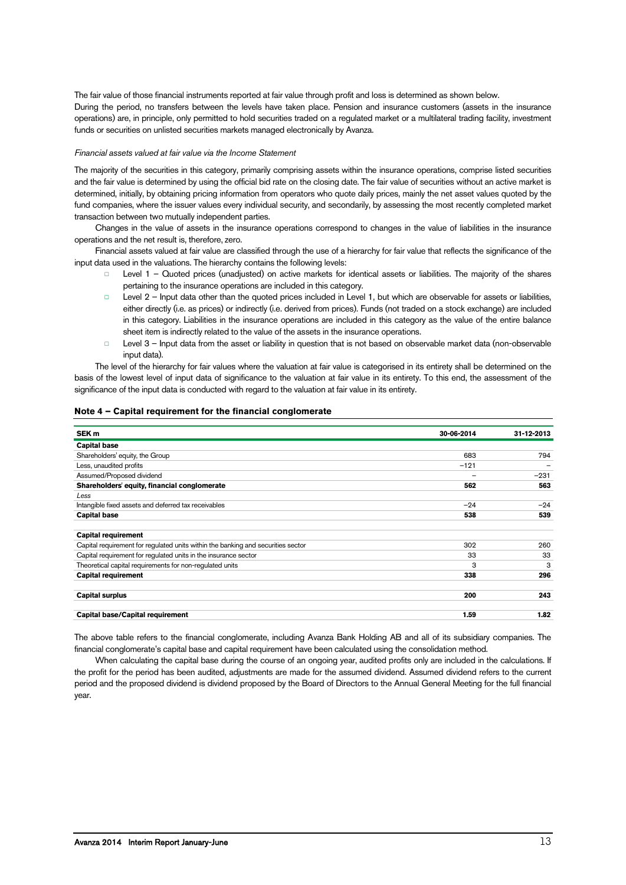The fair value of those financial instruments reported at fair value through profit and loss is determined as shown below.

During the period, no transfers between the levels have taken place. Pension and insurance customers (assets in the insurance operations) are, in principle, only permitted to hold securities traded on a regulated market or a multilateral trading facility, investment funds or securities on unlisted securities markets managed electronically by Avanza.

*Financial assets valued at fair value via the Income Statement*

The majority of the securities in this category, primarily comprising assets within the insurance operations, comprise listed securities and the fair value is determined by using the official bid rate on the closing date. The fair value of securities without an active market is determined, initially, by obtaining pricing information from operators who quote daily prices, mainly the net asset values quoted by the fund companies, where the issuer values every individual security, and secondarily, by assessing the most recently completed market transaction between two mutually independent parties.

Changes in the value of assets in the insurance operations correspond to changes in the value of liabilities in the insurance operations and the net result is, therefore, zero.

Financial assets valued at fair value are classified through the use of a hierarchy for fair value that reflects the significance of the input data used in the valuations. The hierarchy contains the following levels:

- Level 1 – Quoted prices (unadjusted) on active markets for identical assets or liabilities. The majority of the shares pertaining to the insurance operations are included in this category.
- Level 2 – Input data other than the quoted prices included in Level 1, but which are observable for assets or liabilities, either directly (i.e. as prices) or indirectly (i.e. derived from prices). Funds (not traded on a stock exchange) are included in this category. Liabilities in the insurance operations are included in this category as the value of the entire balance sheet item is indirectly related to the value of the assets in the insurance operations.
- Level 3 – Input data from the asset or liability in question that is not based on observable market data (non-observable input data).

The level of the hierarchy for fair values where the valuation at fair value is categorised in its entirety shall be determined on the basis of the lowest level of input data of significance to the valuation at fair value in its entirety. To this end, the assessment of the significance of the input data is conducted with regard to the valuation at fair value in its entirety.

## Note 4 – Capital requirement for the financial conglomerate

| SEK m | 30-06-2014 | 31-12-2013 |
|---|---|---|
| **Capital base** | | |
| Shareholders' equity, the Group | 683 | 794 |
| Less, unaudited profits | –121 | – |
| Assumed/Proposed dividend | – | –231 |
| **Shareholders' equity, financial conglomerate** | **562** | **563** |
| *Less* | | |
| Intangible fixed assets and deferred tax receivables | –24 | –24 |
| **Capital base** | **538** | **539** |
| | | |
| **Capital requirement** | | |
| Capital requirement for regulated units within the banking and securities sector | 302 | 260 |
| Capital requirement for regulated units in the insurance sector | 33 | 33 |
| Theoretical capital requirements for non-regulated units | 3 | 3 |
| **Capital requirement** | **338** | **296** |
| | | |
| **Capital surplus** | **200** | **243** |
| | | |
| **Capital base/Capital requirement** | **1.59** | **1.82** |

The above table refers to the financial conglomerate, including Avanza Bank Holding AB and all of its subsidiary companies. The financial conglomerate's capital base and capital requirement have been calculated using the consolidation method.

When calculating the capital base during the course of an ongoing year, audited profits only are included in the calculations. If the profit for the period has been audited, adjustments are made for the assumed dividend. Assumed dividend refers to the current period and the proposed dividend is dividend proposed by the Board of Directors to the Annual General Meeting for the full financial year.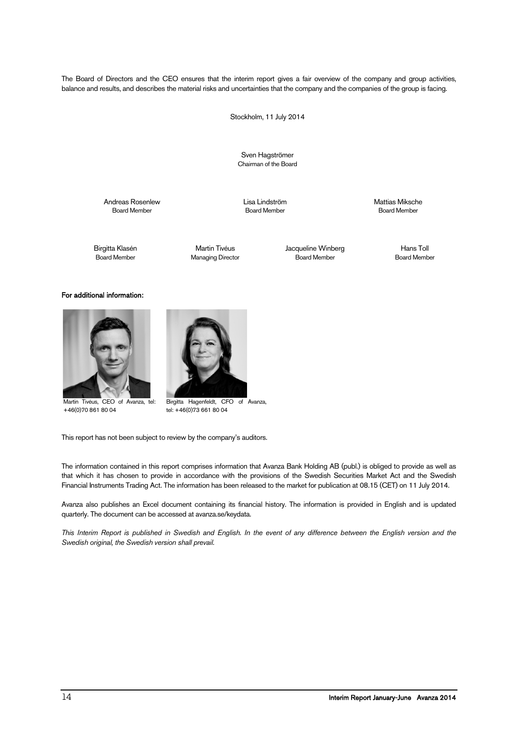The Board of Directors and the CEO ensures that the interim report gives a fair overview of the company and group activities, balance and results, and describes the material risks and uncertainties that the company and the companies of the group is facing.

Stockholm, 11 July 2014

Sven Hagströmer
Chairman of the Board

Andreas Rosenlew
Board Member

Lisa Lindström
Board Member

Mattias Miksche
Board Member

Birgitta Klasén
Board Member

Martin Tivéus
Managing Director

Jacqueline Winberg
Board Member

Hans Toll
Board Member

**For additional information:**

Martin Tivéus, CEO of Avanza, tel: +46(0)70 861 80 04

Birgitta Hagenfeldt, CFO of Avanza, tel: +46(0)73 661 80 04

This report has not been subject to review by the company's auditors.

The information contained in this report comprises information that Avanza Bank Holding AB (publ.) is obliged to provide as well as that which it has chosen to provide in accordance with the provisions of the Swedish Securities Market Act and the Swedish Financial Instruments Trading Act. The information has been released to the market for publication at 08.15 (CET) on 11 July 2014.

Avanza also publishes an Excel document containing its financial history. The information is provided in English and is updated quarterly. The document can be accessed at avanza.se/keydata.

*This Interim Report is published in Swedish and English. In the event of any difference between the English version and the Swedish original, the Swedish version shall prevail.*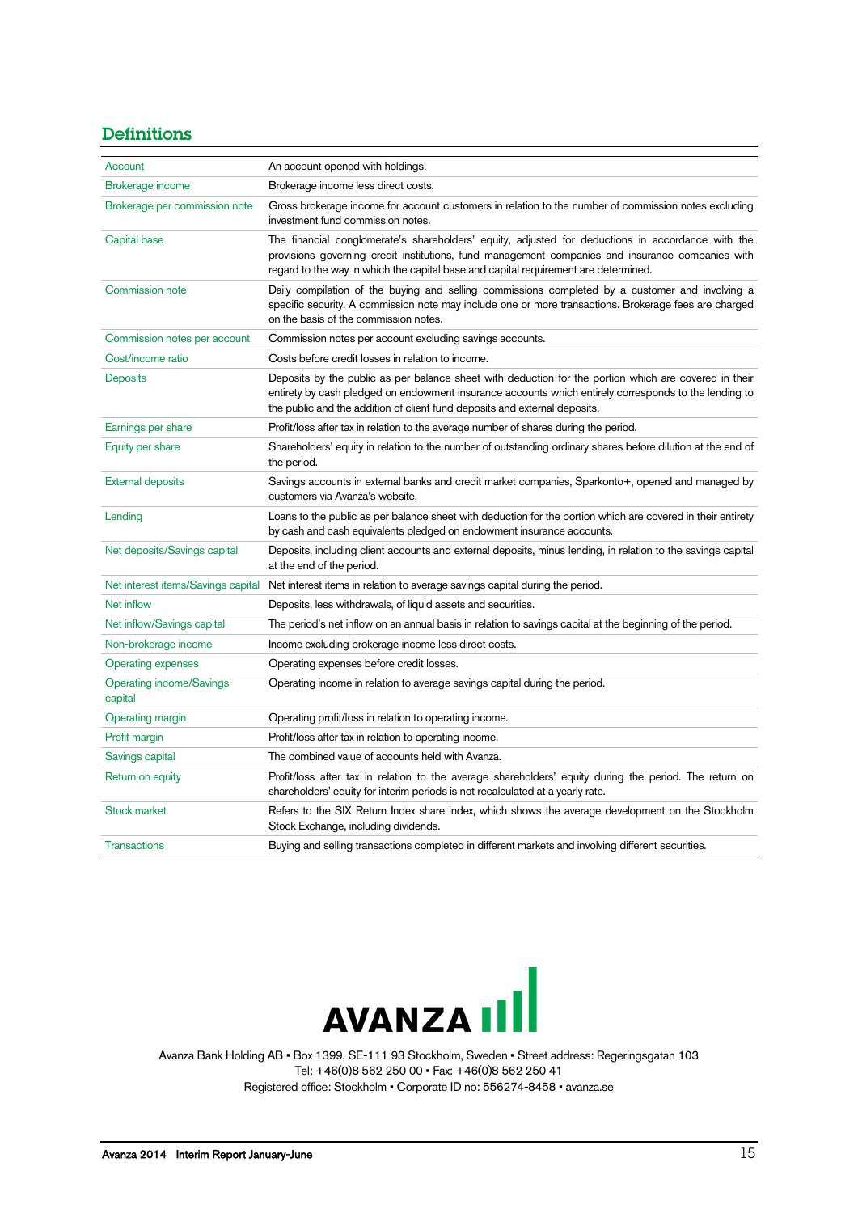## Definitions

| | |
|---|---|
| Account | An account opened with holdings. |
| Brokerage income | Brokerage income less direct costs. |
| Brokerage per commission note | Gross brokerage income for account customers in relation to the number of commission notes excluding investment fund commission notes. |
| Capital base | The financial conglomerate's shareholders' equity, adjusted for deductions in accordance with the provisions governing credit institutions, fund management companies and insurance companies with regard to the way in which the capital base and capital requirement are determined. |
| Commission note | Daily compilation of the buying and selling commissions completed by a customer and involving a specific security. A commission note may include one or more transactions. Brokerage fees are charged on the basis of the commission notes. |
| Commission notes per account | Commission notes per account excluding savings accounts. |
| Cost/income ratio | Costs before credit losses in relation to income. |
| Deposits | Deposits by the public as per balance sheet with deduction for the portion which are covered in their entirety by cash pledged on endowment insurance accounts which entirely corresponds to the lending to the public and the addition of client fund deposits and external deposits. |
| Earnings per share | Profit/loss after tax in relation to the average number of shares during the period. |
| Equity per share | Shareholders' equity in relation to the number of outstanding ordinary shares before dilution at the end of the period. |
| External deposits | Savings accounts in external banks and credit market companies, Sparkonto+, opened and managed by customers via Avanza's website. |
| Lending | Loans to the public as per balance sheet with deduction for the portion which are covered in their entirety by cash and cash equivalents pledged on endowment insurance accounts. |
| Net deposits/Savings capital | Deposits, including client accounts and external deposits, minus lending, in relation to the savings capital at the end of the period. |
| Net interest items/Savings capital | Net interest items in relation to average savings capital during the period. |
| Net inflow | Deposits, less withdrawals, of liquid assets and securities. |
| Net inflow/Savings capital | The period's net inflow on an annual basis in relation to savings capital at the beginning of the period. |
| Non-brokerage income | Income excluding brokerage income less direct costs. |
| Operating expenses | Operating expenses before credit losses. |
| Operating income/Savings capital | Operating income in relation to average savings capital during the period. |
| Operating margin | Operating profit/loss in relation to operating income. |
| Profit margin | Profit/loss after tax in relation to operating income. |
| Savings capital | The combined value of accounts held with Avanza. |
| Return on equity | Profit/loss after tax in relation to the average shareholders' equity during the period. The return on shareholders' equity for interim periods is not recalculated at a yearly rate. |
| Stock market | Refers to the SIX Return Index share index, which shows the average development on the Stockholm Stock Exchange, including dividends. |
| Transactions | Buying and selling transactions completed in different markets and involving different securities. |

AVANZA

Avanza Bank Holding AB ▪ Box 1399, SE-111 93 Stockholm, Sweden ▪ Street address: Regeringsgatan 103
Tel: +46(0)8 562 250 00 ▪ Fax: +46(0)8 562 250 41
Registered office: Stockholm ▪ Corporate ID no: 556274-8458 ▪ avanza.se